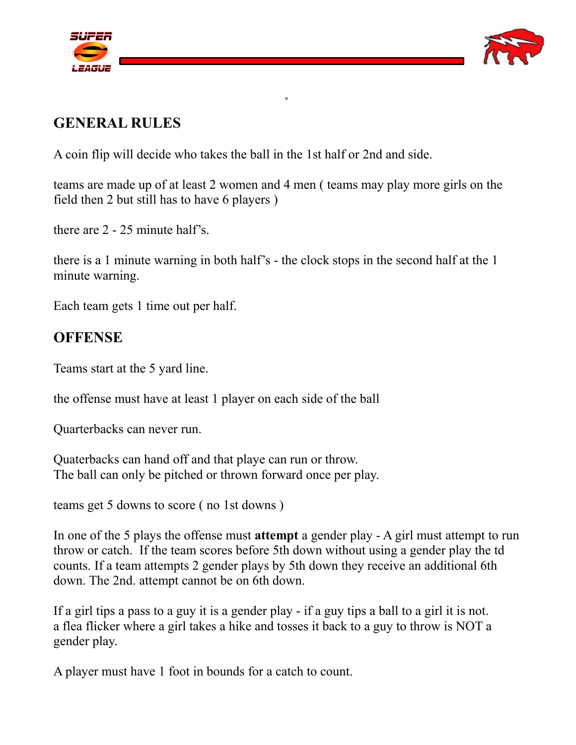## GENERAL RULES

A coin flip will decide who takes the ball in the 1st half or 2nd and side.

teams are made up of at least 2 women and 4 men ( teams may play more girls on the field then 2 but still has to have 6 players )

there are 2 - 25 minute half's.

there is a 1 minute warning in both half's - the clock stops in the second half at the 1 minute warning.

Each team gets 1 time out per half.

## OFFENSE

Teams start at the 5 yard line.

the offense must have at least 1 player on each side of the ball

Quarterbacks can never run.

Quaterbacks can hand off and that playe can run or throw.
The ball can only be pitched or thrown forward once per play.

teams get 5 downs to score ( no 1st downs )

In one of the 5 plays the offense must **attempt** a gender play - A girl must attempt to run throw or catch. If the team scores before 5th down without using a gender play the td counts. If a team attempts 2 gender plays by 5th down they receive an additional 6th down. The 2nd. attempt cannot be on 6th down.

If a girl tips a pass to a guy it is a gender play - if a guy tips a ball to a girl it is not.
a flea flicker where a girl takes a hike and tosses it back to a guy to throw is NOT a gender play.

A player must have 1 foot in bounds for a catch to count.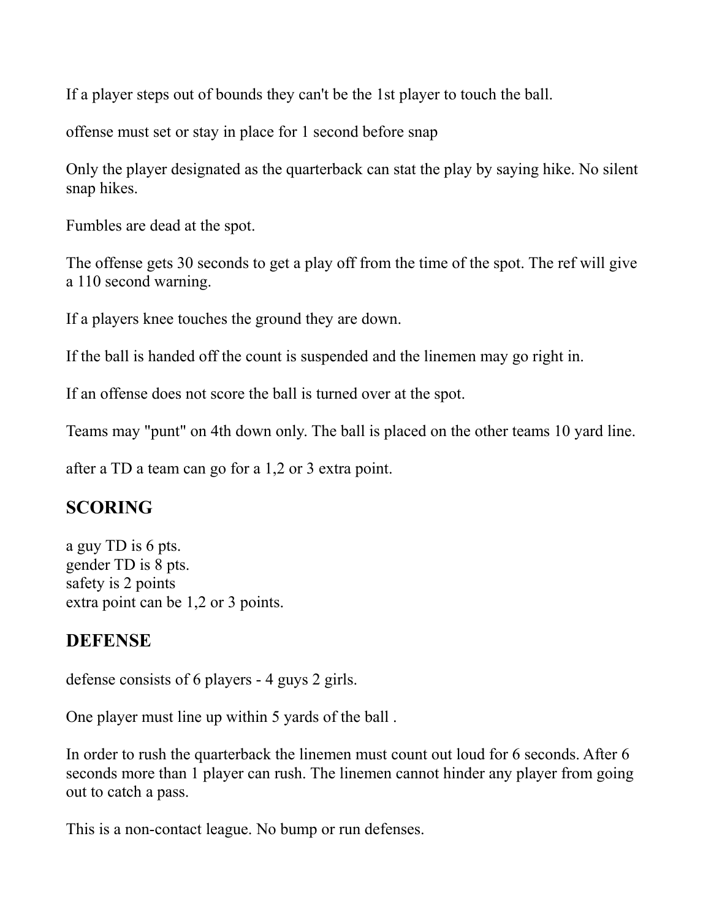If a player steps out of bounds they can't be the 1st player to touch the ball.

offense must set or stay in place for 1 second before snap

Only the player designated as the quarterback can stat the play by saying hike. No silent snap hikes.

Fumbles are dead at the spot.

The offense gets 30 seconds to get a play off from the time of the spot. The ref will give a 110 second warning.

If a players knee touches the ground they are down.

If the ball is handed off the count is suspended and the linemen may go right in.

If an offense does not score the ball is turned over at the spot.

Teams may "punt" on 4th down only. The ball is placed on the other teams 10 yard line.

after a TD a team can go for a 1,2 or 3 extra point.

## SCORING

a guy TD is 6 pts.
gender TD is 8 pts.
safety is 2 points
extra point can be 1,2 or 3 points.

## DEFENSE

defense consists of 6 players - 4 guys 2 girls.

One player must line up within 5 yards of the ball .

In order to rush the quarterback the linemen must count out loud for 6 seconds. After 6 seconds more than 1 player can rush. The linemen cannot hinder any player from going out to catch a pass.

This is a non-contact league. No bump or run defenses.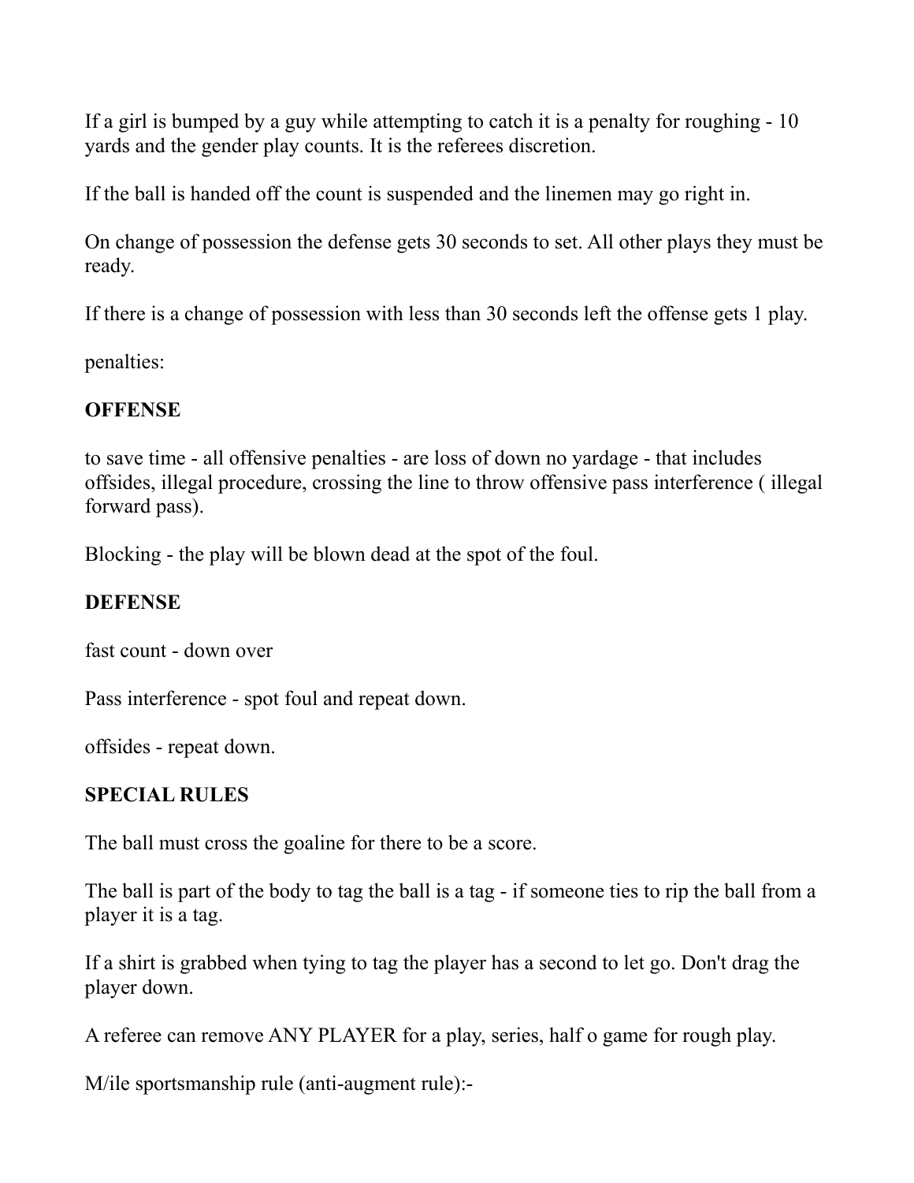If a girl is bumped by a guy while attempting to catch it is a penalty for roughing - 10 yards and the gender play counts. It is the referees discretion.

If the ball is handed off the count is suspended and the linemen may go right in.

On change of possession the defense gets 30 seconds to set. All other plays they must be ready.

If there is a change of possession with less than 30 seconds left the offense gets 1 play.

penalties:

**OFFENSE**

to save time - all offensive penalties - are loss of down no yardage - that includes offsides, illegal procedure, crossing the line to throw offensive pass interference ( illegal forward pass).

Blocking - the play will be blown dead at the spot of the foul.

**DEFENSE**

fast count - down over

Pass interference - spot foul and repeat down.

offsides - repeat down.

**SPECIAL RULES**

The ball must cross the goaline for there to be a score.

The ball is part of the body to tag the ball is a tag - if someone ties to rip the ball from a player it is a tag.

If a shirt is grabbed when tying to tag the player has a second to let go. Don't drag the player down.

A referee can remove ANY PLAYER for a play, series, half o game for rough play.

M/ile sportsmanship rule (anti-augment rule):-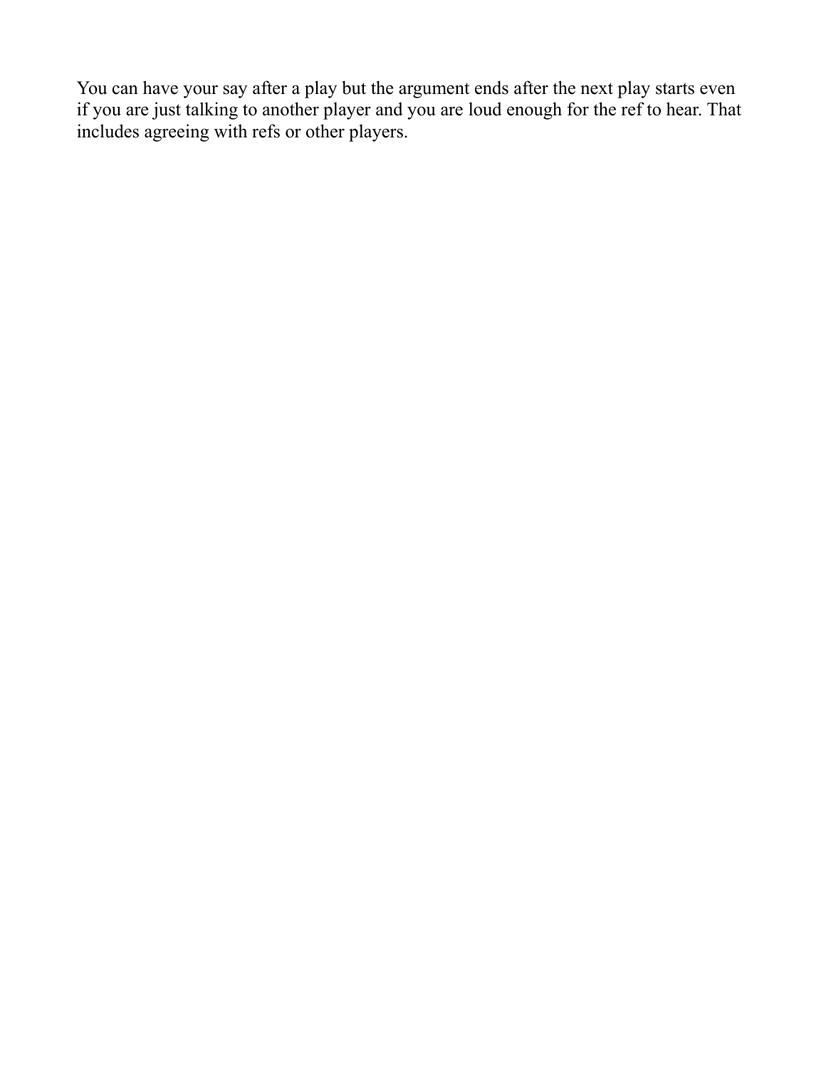You can have your say after a play but the argument ends after the next play starts even if you are just talking to another player and you are loud enough for the ref to hear. That includes agreeing with refs or other players.